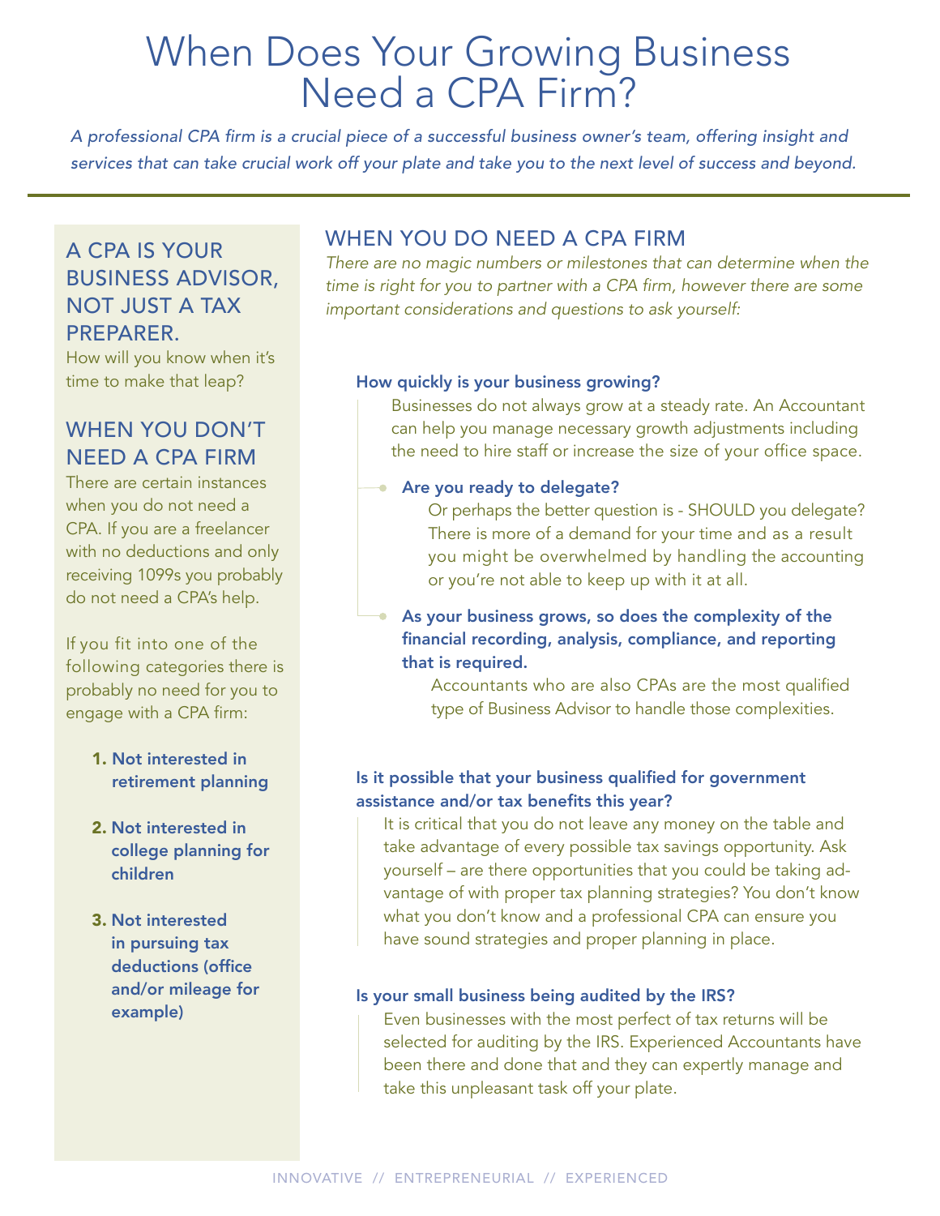# When Does Your Growing Business Need a CPA Firm?

*A professional CPA firm is a crucial piece of a successful business owner's team, offering insight and services that can take crucial work off your plate and take you to the next level of success and beyond.*

## A CPA IS YOUR BUSINESS ADVISOR, NOT JUST A TAX PREPARER.

How will you know when it's time to make that leap?

## WHEN YOU DON'T NEED A CPA FIRM

There are certain instances when you do not need a CPA. If you are a freelancer with no deductions and only receiving 1099s you probably do not need a CPA's help.

If you fit into one of the following categories there is probably no need for you to engage with a CPA firm:

1. **Not interested in retirement planning**
2. **Not interested in college planning for children**
3. **Not interested in pursuing tax deductions (office and/or mileage for example)**

## WHEN YOU DO NEED A CPA FIRM

*There are no magic numbers or milestones that can determine when the time is right for you to partner with a CPA firm, however there are some important considerations and questions to ask yourself:*

### How quickly is your business growing?

Businesses do not always grow at a steady rate. An Accountant can help you manage necessary growth adjustments including the need to hire staff or increase the size of your office space.

- **Are you ready to delegate?**

  Or perhaps the better question is - SHOULD you delegate? There is more of a demand for your time and as a result you might be overwhelmed by handling the accounting or you're not able to keep up with it at all.

- **As your business grows, so does the complexity of the financial recording, analysis, compliance, and reporting that is required.**

  Accountants who are also CPAs are the most qualified type of Business Advisor to handle those complexities.

### Is it possible that your business qualified for government assistance and/or tax benefits this year?

It is critical that you do not leave any money on the table and take advantage of every possible tax savings opportunity. Ask yourself – are there opportunities that you could be taking advantage of with proper tax planning strategies? You don't know what you don't know and a professional CPA can ensure you have sound strategies and proper planning in place.

### Is your small business being audited by the IRS?

Even businesses with the most perfect of tax returns will be selected for auditing by the IRS. Experienced Accountants have been there and done that and they can expertly manage and take this unpleasant task off your plate.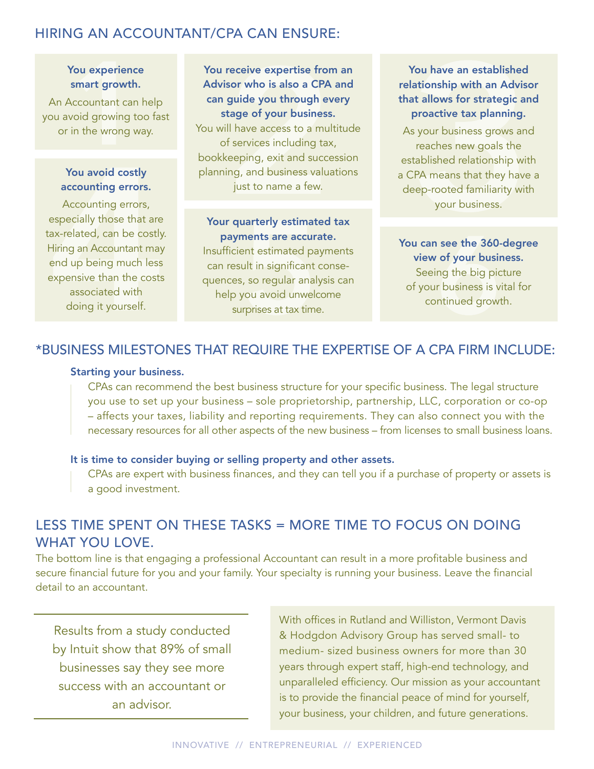## HIRING AN ACCOUNTANT/CPA CAN ENSURE:

**You experience smart growth.**
An Accountant can help you avoid growing too fast or in the wrong way.

**You avoid costly accounting errors.**
Accounting errors, especially those that are tax-related, can be costly. Hiring an Accountant may end up being much less expensive than the costs associated with doing it yourself.

**You receive expertise from an Advisor who is also a CPA and can guide you through every stage of your business.**
You will have access to a multitude of services including tax, bookkeeping, exit and succession planning, and business valuations just to name a few.

**Your quarterly estimated tax payments are accurate.**
Insufficient estimated payments can result in significant consequences, so regular analysis can help you avoid unwelcome surprises at tax time.

**You have an established relationship with an Advisor that allows for strategic and proactive tax planning.**
As your business grows and reaches new goals the established relationship with a CPA means that they have a deep-rooted familiarity with your business.

**You can see the 360-degree view of your business.**
Seeing the big picture of your business is vital for continued growth.

## *BUSINESS MILESTONES THAT REQUIRE THE EXPERTISE OF A CPA FIRM INCLUDE:

**Starting your business.**

CPAs can recommend the best business structure for your specific business. The legal structure you use to set up your business – sole proprietorship, partnership, LLC, corporation or co-op – affects your taxes, liability and reporting requirements. They can also connect you with the necessary resources for all other aspects of the new business – from licenses to small business loans.

**It is time to consider buying or selling property and other assets.**

CPAs are expert with business finances, and they can tell you if a purchase of property or assets is a good investment.

## LESS TIME SPENT ON THESE TASKS = MORE TIME TO FOCUS ON DOING WHAT YOU LOVE.

The bottom line is that engaging a professional Accountant can result in a more profitable business and secure financial future for you and your family. Your specialty is running your business. Leave the financial detail to an accountant.

Results from a study conducted by Intuit show that 89% of small businesses say they see more success with an accountant or an advisor.

With offices in Rutland and Williston, Vermont Davis & Hodgdon Advisory Group has served small- to medium- sized business owners for more than 30 years through expert staff, high-end technology, and unparalleled efficiency. Our mission as your accountant is to provide the financial peace of mind for yourself, your business, your children, and future generations.

INNOVATIVE // ENTREPRENEURIAL // EXPERIENCED